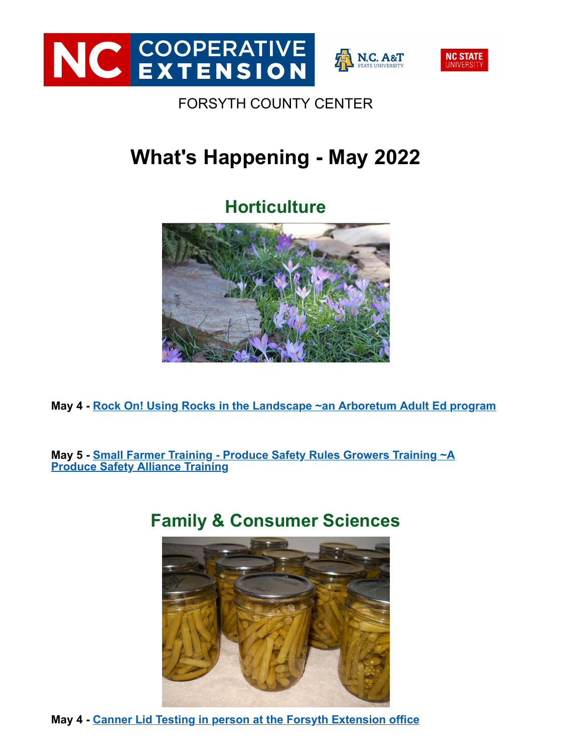FORSYTH COUNTY CENTER

# What's Happening - May 2022

## Horticulture

**May 4 -** **Rock On! Using Rocks in the Landscape ~an Arboretum Adult Ed program**

**May 5 -** **Small Farmer Training - Produce Safety Rules Growers Training ~A Produce Safety Alliance Training**

## Family & Consumer Sciences

**May 4 -** **Canner Lid Testing in person at the Forsyth Extension office**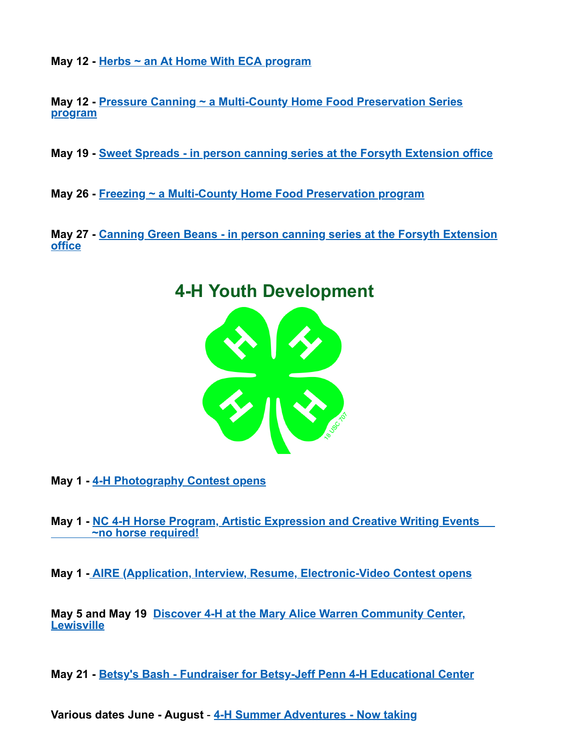**May 12 -** Herbs ~ an At Home With ECA program

**May 12 -** Pressure Canning ~ a Multi-County Home Food Preservation Series program

**May 19 -** Sweet Spreads - in person canning series at the Forsyth Extension office

**May 26 -** Freezing ~ a Multi-County Home Food Preservation program

**May 27 -** Canning Green Beans - in person canning series at the Forsyth Extension office

## 4-H Youth Development

**May 1 -** 4-H Photography Contest opens

**May 1 -** NC 4-H Horse Program, Artistic Expression and Creative Writing Events ~no horse required!

**May 1 -** AIRE (Application, Interview, Resume, Electronic-Video Contest opens

**May 5 and May 19** Discover 4-H at the Mary Alice Warren Community Center, Lewisville

**May 21 -** Betsy's Bash - Fundraiser for Betsy-Jeff Penn 4-H Educational Center

**Various dates June - August** - 4-H Summer Adventures - Now taking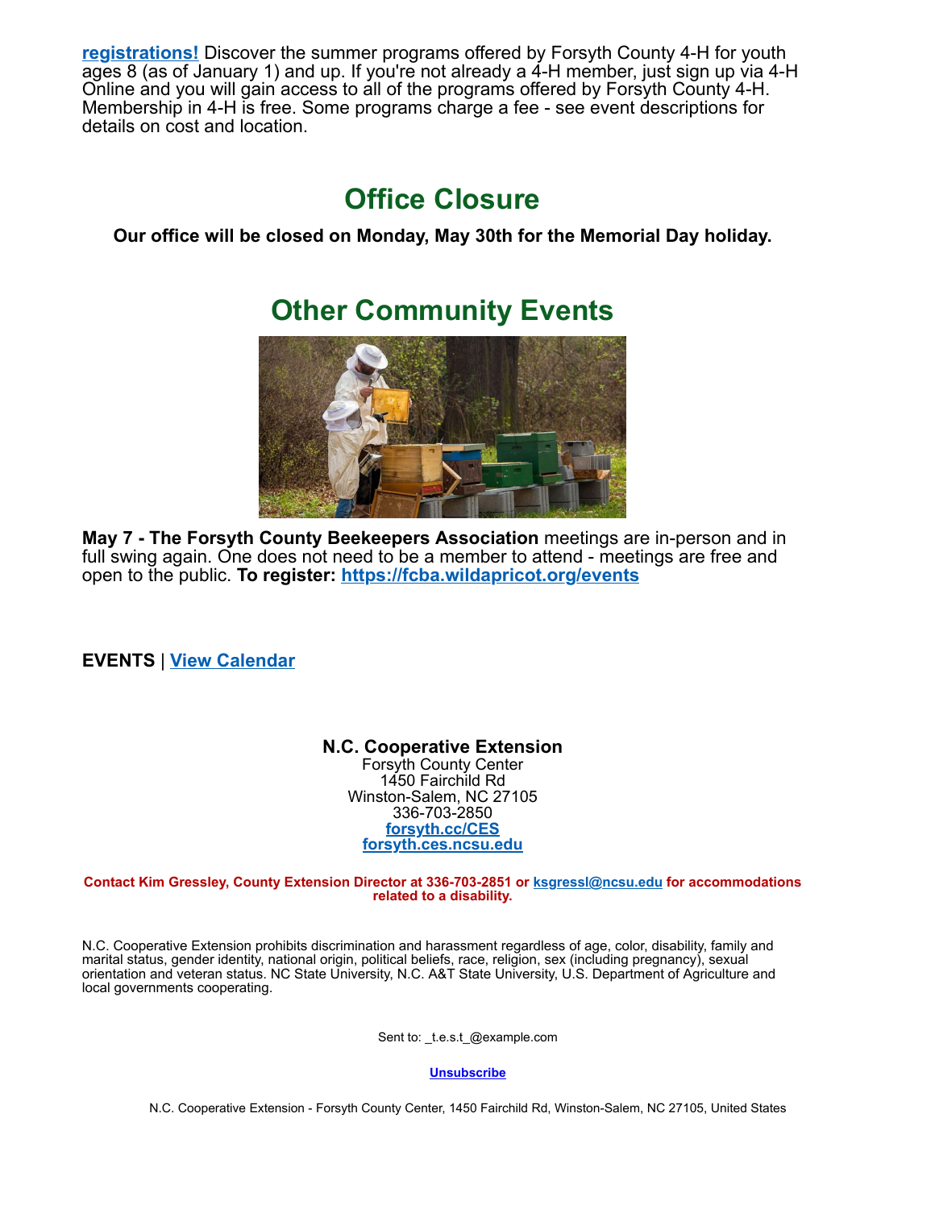**registrations!** Discover the summer programs offered by Forsyth County 4-H for youth ages 8 (as of January 1) and up. If you're not already a 4-H member, just sign up via 4-H Online and you will gain access to all of the programs offered by Forsyth County 4-H. Membership in 4-H is free. Some programs charge a fee - see event descriptions for details on cost and location.

## Office Closure

**Our office will be closed on Monday, May 30th for the Memorial Day holiday.**

## Other Community Events

**May 7 - The Forsyth County Beekeepers Association** meetings are in-person and in full swing again. One does not need to be a member to attend - meetings are free and open to the public. **To register: https://fcba.wildapricot.org/events**

**EVENTS** | **View Calendar**

**N.C. Cooperative Extension**
Forsyth County Center
1450 Fairchild Rd
Winston-Salem, NC 27105
336-703-2850
**forsyth.cc/CES**
**forsyth.ces.ncsu.edu**

**Contact Kim Gressley, County Extension Director at 336-703-2851 or ksgressl@ncsu.edu for accommodations related to a disability.**

N.C. Cooperative Extension prohibits discrimination and harassment regardless of age, color, disability, family and marital status, gender identity, national origin, political beliefs, race, religion, sex (including pregnancy), sexual orientation and veteran status. NC State University, N.C. A&T State University, U.S. Department of Agriculture and local governments cooperating.

Sent to: _t.e.s.t_@example.com

**Unsubscribe**

N.C. Cooperative Extension - Forsyth County Center, 1450 Fairchild Rd, Winston-Salem, NC 27105, United States